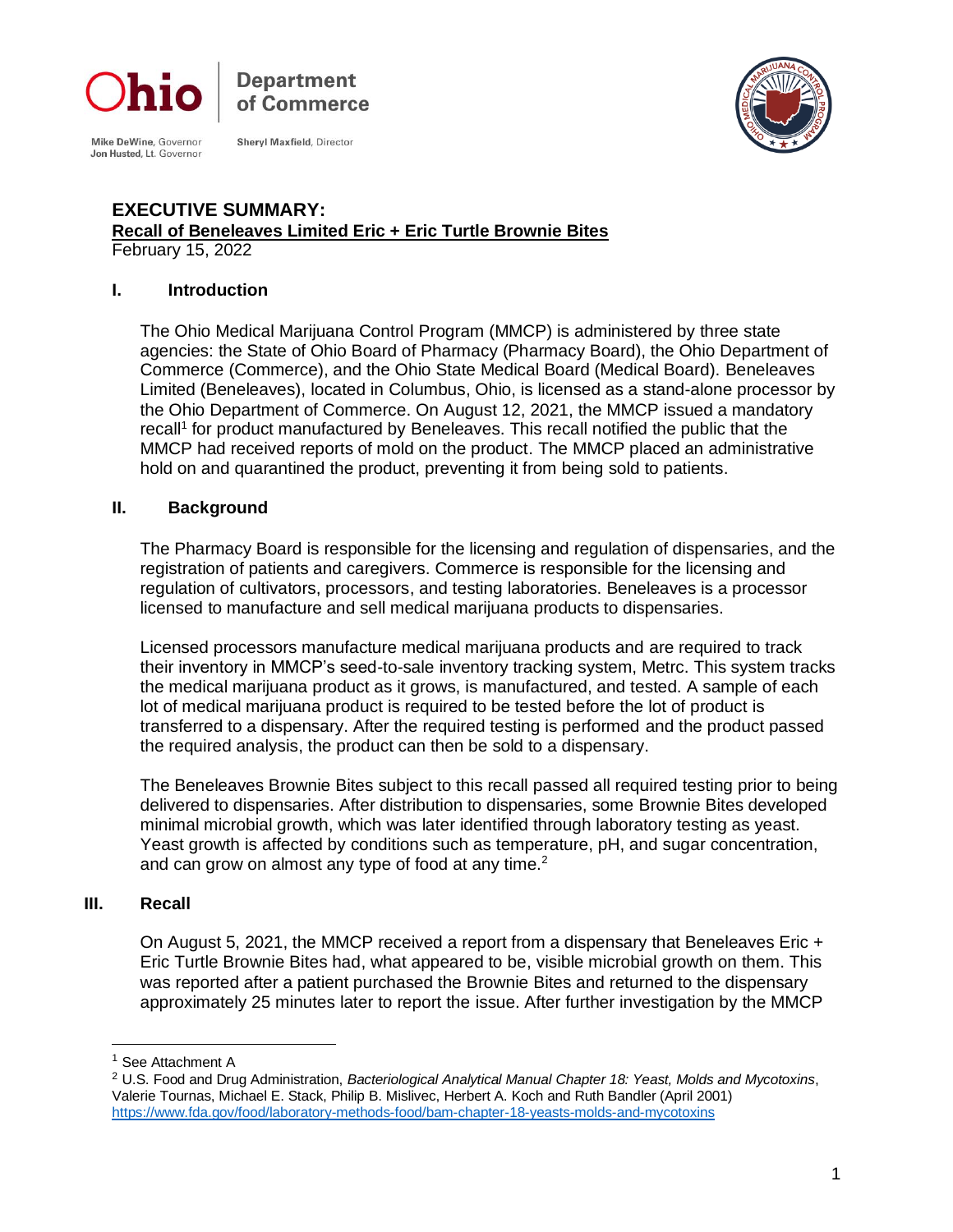Ohio | Department of Commerce

Mike DeWine, Governor
Jon Husted, Lt. Governor

Sheryl Maxfield, Director

# EXECUTIVE SUMMARY:

**Recall of Beneleaves Limited Eric + Eric Turtle Brownie Bites**

February 15, 2022

## I. Introduction

The Ohio Medical Marijuana Control Program (MMCP) is administered by three state agencies: the State of Ohio Board of Pharmacy (Pharmacy Board), the Ohio Department of Commerce (Commerce), and the Ohio State Medical Board (Medical Board). Beneleaves Limited (Beneleaves), located in Columbus, Ohio, is licensed as a stand-alone processor by the Ohio Department of Commerce. On August 12, 2021, the MMCP issued a mandatory recall[1] for product manufactured by Beneleaves. This recall notified the public that the MMCP had received reports of mold on the product. The MMCP placed an administrative hold on and quarantined the product, preventing it from being sold to patients.

## II. Background

The Pharmacy Board is responsible for the licensing and regulation of dispensaries, and the registration of patients and caregivers. Commerce is responsible for the licensing and regulation of cultivators, processors, and testing laboratories. Beneleaves is a processor licensed to manufacture and sell medical marijuana products to dispensaries.

Licensed processors manufacture medical marijuana products and are required to track their inventory in MMCP's seed-to-sale inventory tracking system, Metrc. This system tracks the medical marijuana product as it grows, is manufactured, and tested. A sample of each lot of medical marijuana product is required to be tested before the lot of product is transferred to a dispensary. After the required testing is performed and the product passed the required analysis, the product can then be sold to a dispensary.

The Beneleaves Brownie Bites subject to this recall passed all required testing prior to being delivered to dispensaries. After distribution to dispensaries, some Brownie Bites developed minimal microbial growth, which was later identified through laboratory testing as yeast. Yeast growth is affected by conditions such as temperature, pH, and sugar concentration, and can grow on almost any type of food at any time.[2]

## III. Recall

On August 5, 2021, the MMCP received a report from a dispensary that Beneleaves Eric + Eric Turtle Brownie Bites had, what appeared to be, visible microbial growth on them. This was reported after a patient purchased the Brownie Bites and returned to the dispensary approximately 25 minutes later to report the issue. After further investigation by the MMCP

---

[1] See Attachment A

[2] U.S. Food and Drug Administration, *Bacteriological Analytical Manual Chapter 18: Yeast, Molds and Mycotoxins*, Valerie Tournas, Michael E. Stack, Philip B. Mislivec, Herbert A. Koch and Ruth Bandler (April 2001) https://www.fda.gov/food/laboratory-methods-food/bam-chapter-18-yeasts-molds-and-mycotoxins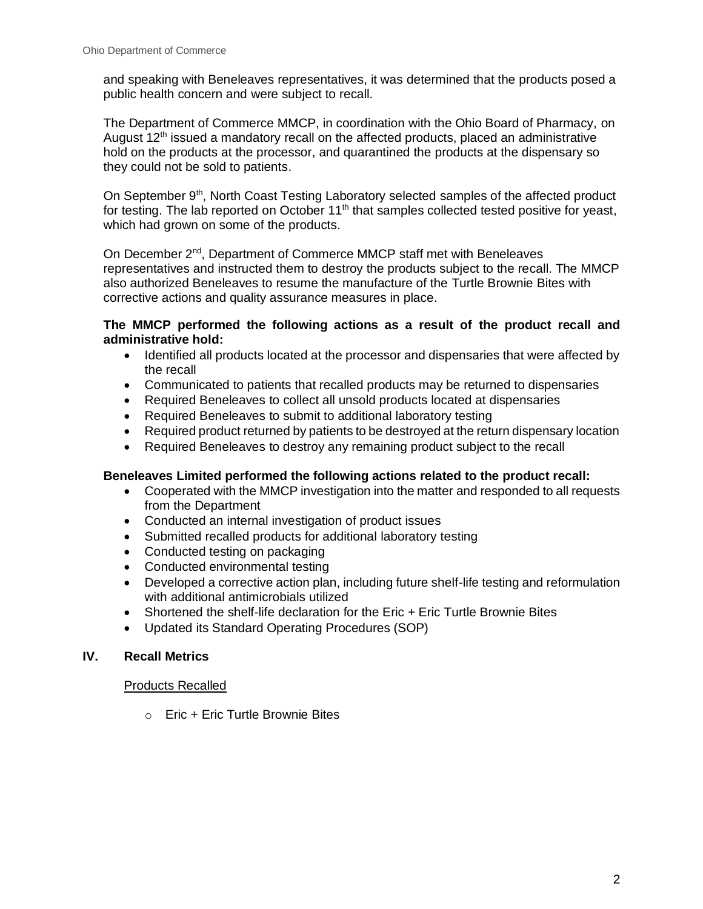and speaking with Beneleaves representatives, it was determined that the products posed a public health concern and were subject to recall.

The Department of Commerce MMCP, in coordination with the Ohio Board of Pharmacy, on August 12th issued a mandatory recall on the affected products, placed an administrative hold on the products at the processor, and quarantined the products at the dispensary so they could not be sold to patients.

On September 9th, North Coast Testing Laboratory selected samples of the affected product for testing. The lab reported on October 11th that samples collected tested positive for yeast, which had grown on some of the products.

On December 2nd, Department of Commerce MMCP staff met with Beneleaves representatives and instructed them to destroy the products subject to the recall. The MMCP also authorized Beneleaves to resume the manufacture of the Turtle Brownie Bites with corrective actions and quality assurance measures in place.

**The MMCP performed the following actions as a result of the product recall and administrative hold:**

- Identified all products located at the processor and dispensaries that were affected by the recall
- Communicated to patients that recalled products may be returned to dispensaries
- Required Beneleaves to collect all unsold products located at dispensaries
- Required Beneleaves to submit to additional laboratory testing
- Required product returned by patients to be destroyed at the return dispensary location
- Required Beneleaves to destroy any remaining product subject to the recall

**Beneleaves Limited performed the following actions related to the product recall:**

- Cooperated with the MMCP investigation into the matter and responded to all requests from the Department
- Conducted an internal investigation of product issues
- Submitted recalled products for additional laboratory testing
- Conducted testing on packaging
- Conducted environmental testing
- Developed a corrective action plan, including future shelf-life testing and reformulation with additional antimicrobials utilized
- Shortened the shelf-life declaration for the Eric + Eric Turtle Brownie Bites
- Updated its Standard Operating Procedures (SOP)

## IV. Recall Metrics

Products Recalled

- Eric + Eric Turtle Brownie Bites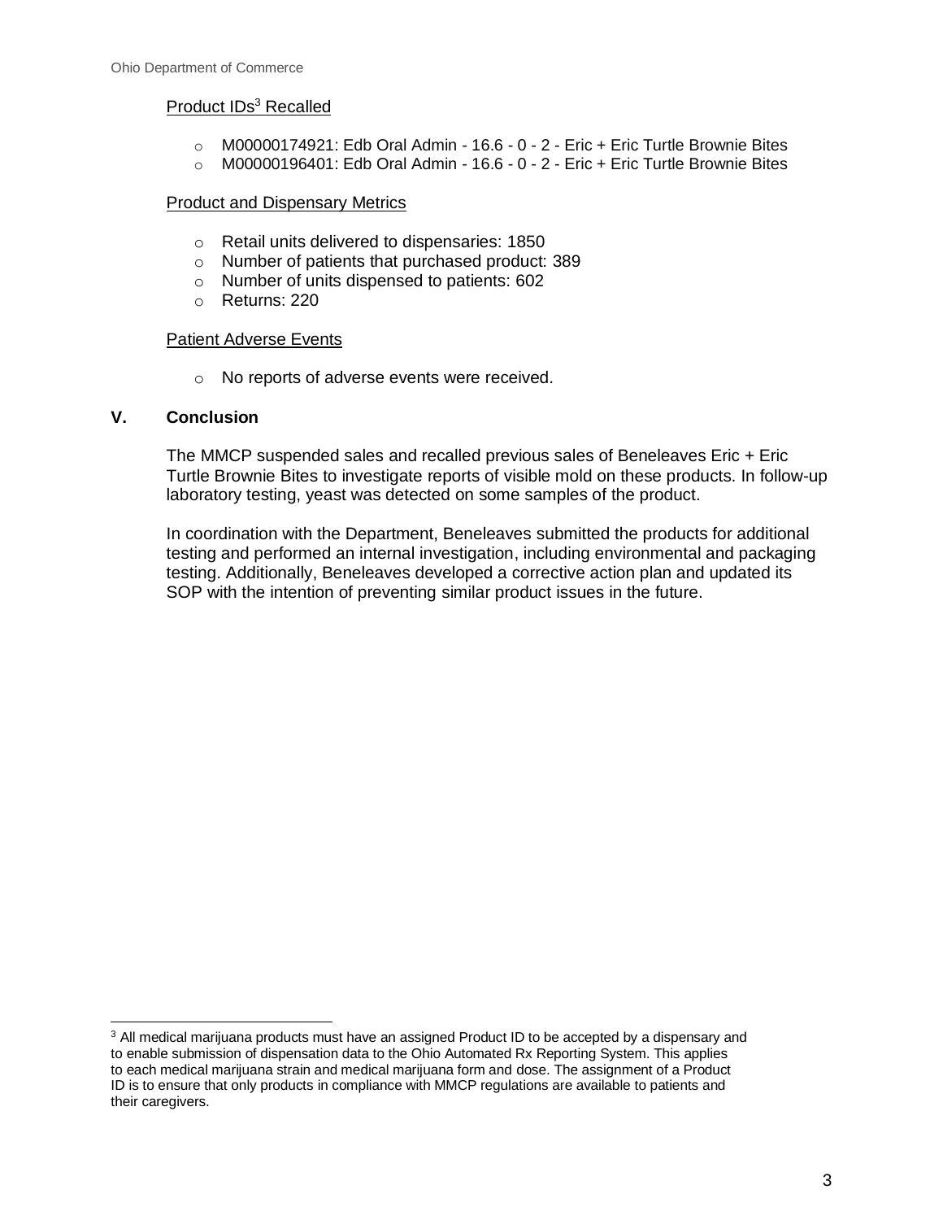Product IDs[3] Recalled

- M00000174921: Edb Oral Admin - 16.6 - 0 - 2 - Eric + Eric Turtle Brownie Bites
- M00000196401: Edb Oral Admin - 16.6 - 0 - 2 - Eric + Eric Turtle Brownie Bites

Product and Dispensary Metrics

- Retail units delivered to dispensaries: 1850
- Number of patients that purchased product: 389
- Number of units dispensed to patients: 602
- Returns: 220

Patient Adverse Events

- No reports of adverse events were received.

## V. Conclusion

The MMCP suspended sales and recalled previous sales of Beneleaves Eric + Eric Turtle Brownie Bites to investigate reports of visible mold on these products. In follow-up laboratory testing, yeast was detected on some samples of the product.

In coordination with the Department, Beneleaves submitted the products for additional testing and performed an internal investigation, including environmental and packaging testing. Additionally, Beneleaves developed a corrective action plan and updated its SOP with the intention of preventing similar product issues in the future.

[3] All medical marijuana products must have an assigned Product ID to be accepted by a dispensary and to enable submission of dispensation data to the Ohio Automated Rx Reporting System. This applies to each medical marijuana strain and medical marijuana form and dose. The assignment of a Product ID is to ensure that only products in compliance with MMCP regulations are available to patients and their caregivers.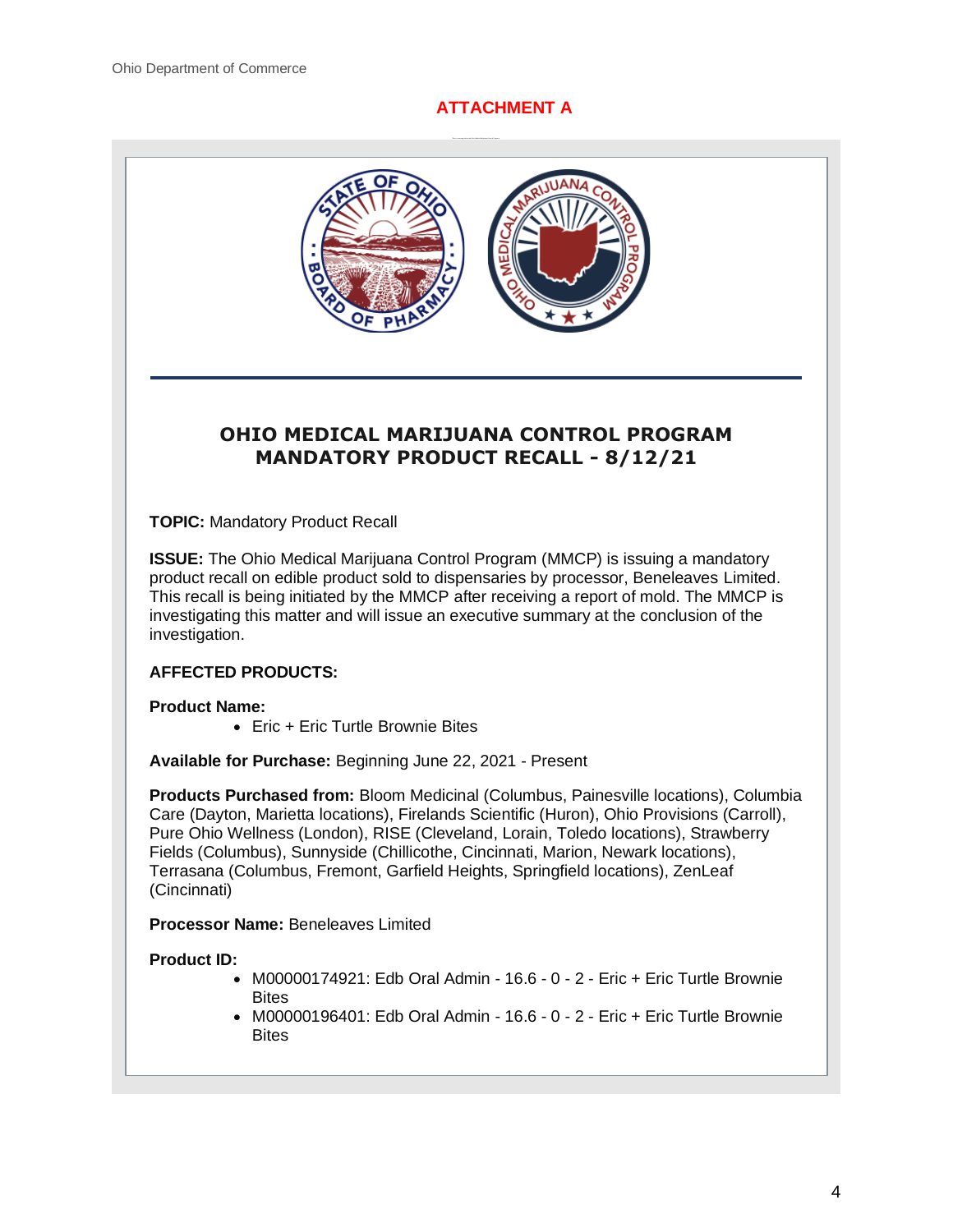## ATTACHMENT A

# OHIO MEDICAL MARIJUANA CONTROL PROGRAM MANDATORY PRODUCT RECALL - 8/12/21

**TOPIC:** Mandatory Product Recall

**ISSUE:** The Ohio Medical Marijuana Control Program (MMCP) is issuing a mandatory product recall on edible product sold to dispensaries by processor, Beneleaves Limited. This recall is being initiated by the MMCP after receiving a report of mold. The MMCP is investigating this matter and will issue an executive summary at the conclusion of the investigation.

**AFFECTED PRODUCTS:**

**Product Name:**

- Eric + Eric Turtle Brownie Bites

**Available for Purchase:** Beginning June 22, 2021 - Present

**Products Purchased from:** Bloom Medicinal (Columbus, Painesville locations), Columbia Care (Dayton, Marietta locations), Firelands Scientific (Huron), Ohio Provisions (Carroll), Pure Ohio Wellness (London), RISE (Cleveland, Lorain, Toledo locations), Strawberry Fields (Columbus), Sunnyside (Chillicothe, Cincinnati, Marion, Newark locations), Terrasana (Columbus, Fremont, Garfield Heights, Springfield locations), ZenLeaf (Cincinnati)

**Processor Name:** Beneleaves Limited

**Product ID:**

- M00000174921: Edb Oral Admin - 16.6 - 0 - 2 - Eric + Eric Turtle Brownie Bites
- M00000196401: Edb Oral Admin - 16.6 - 0 - 2 - Eric + Eric Turtle Brownie Bites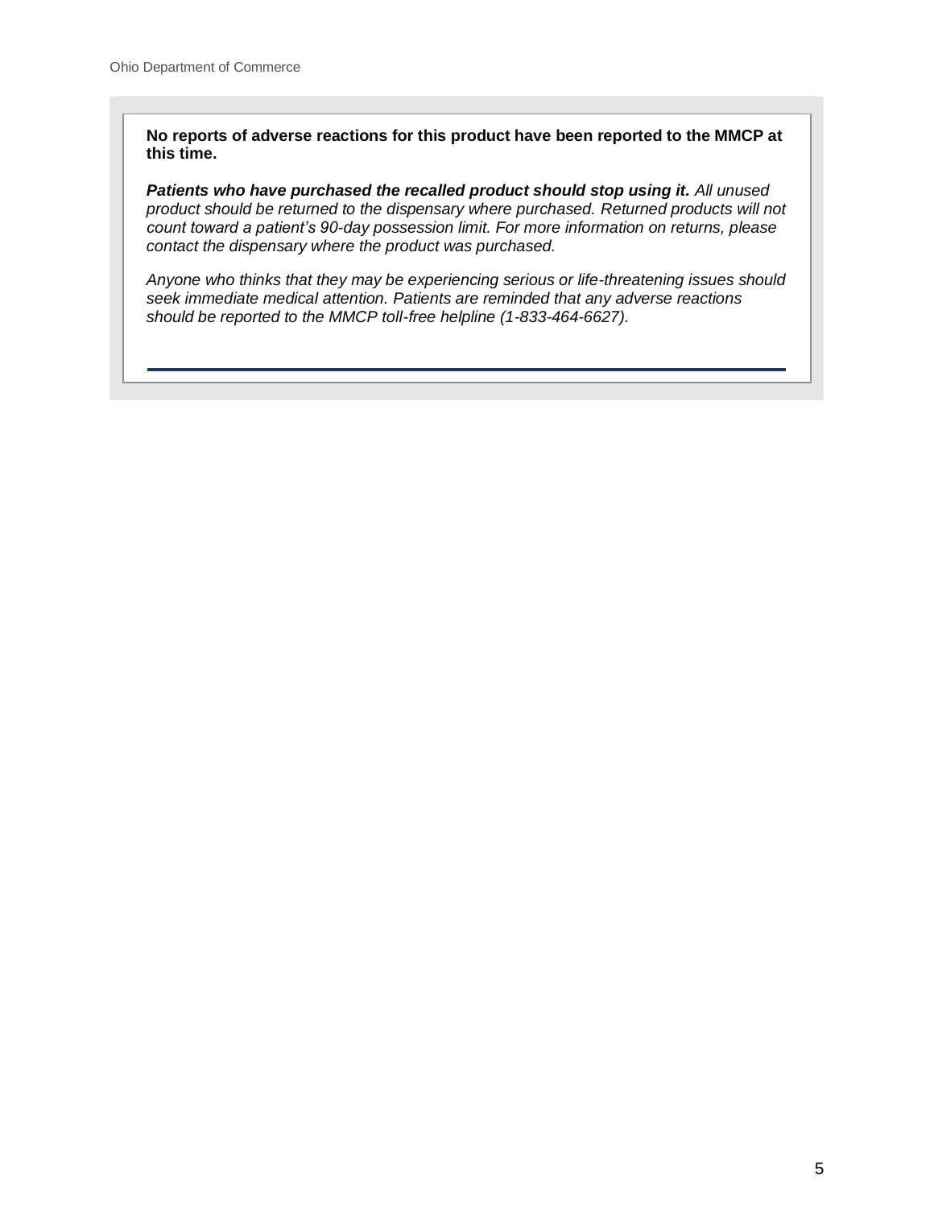**No reports of adverse reactions for this product have been reported to the MMCP at this time.**

***Patients who have purchased the recalled product should stop using it.*** *All unused product should be returned to the dispensary where purchased. Returned products will not count toward a patient's 90-day possession limit. For more information on returns, please contact the dispensary where the product was purchased.*

*Anyone who thinks that they may be experiencing serious or life-threatening issues should seek immediate medical attention. Patients are reminded that any adverse reactions should be reported to the MMCP toll-free helpline (1-833-464-6627).*